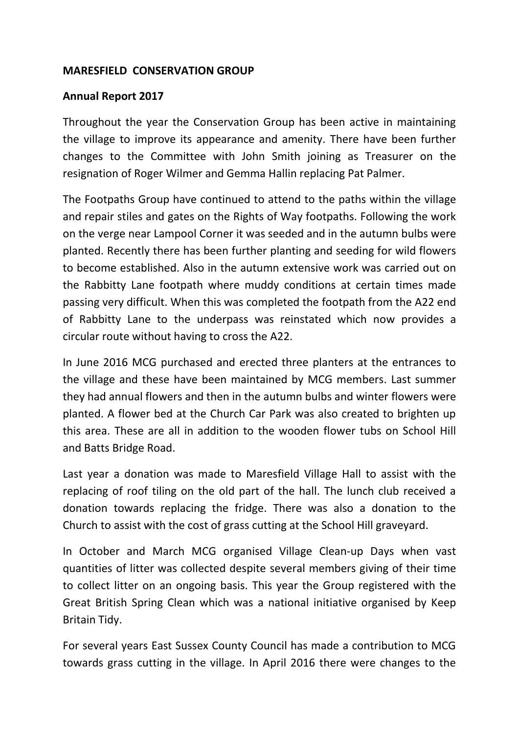**MARESFIELD CONSERVATION GROUP**

**Annual Report 2017**

Throughout the year the Conservation Group has been active in maintaining the village to improve its appearance and amenity. There have been further changes to the Committee with John Smith joining as Treasurer on the resignation of Roger Wilmer and Gemma Hallin replacing Pat Palmer.

The Footpaths Group have continued to attend to the paths within the village and repair stiles and gates on the Rights of Way footpaths. Following the work on the verge near Lampool Corner it was seeded and in the autumn bulbs were planted. Recently there has been further planting and seeding for wild flowers to become established. Also in the autumn extensive work was carried out on the Rabbitty Lane footpath where muddy conditions at certain times made passing very difficult. When this was completed the footpath from the A22 end of Rabbitty Lane to the underpass was reinstated which now provides a circular route without having to cross the A22.

In June 2016 MCG purchased and erected three planters at the entrances to the village and these have been maintained by MCG members. Last summer they had annual flowers and then in the autumn bulbs and winter flowers were planted. A flower bed at the Church Car Park was also created to brighten up this area. These are all in addition to the wooden flower tubs on School Hill and Batts Bridge Road.

Last year a donation was made to Maresfield Village Hall to assist with the replacing of roof tiling on the old part of the hall. The lunch club received a donation towards replacing the fridge. There was also a donation to the Church to assist with the cost of grass cutting at the School Hill graveyard.

In October and March MCG organised Village Clean-up Days when vast quantities of litter was collected despite several members giving of their time to collect litter on an ongoing basis. This year the Group registered with the Great British Spring Clean which was a national initiative organised by Keep Britain Tidy.

For several years East Sussex County Council has made a contribution to MCG towards grass cutting in the village. In April 2016 there were changes to the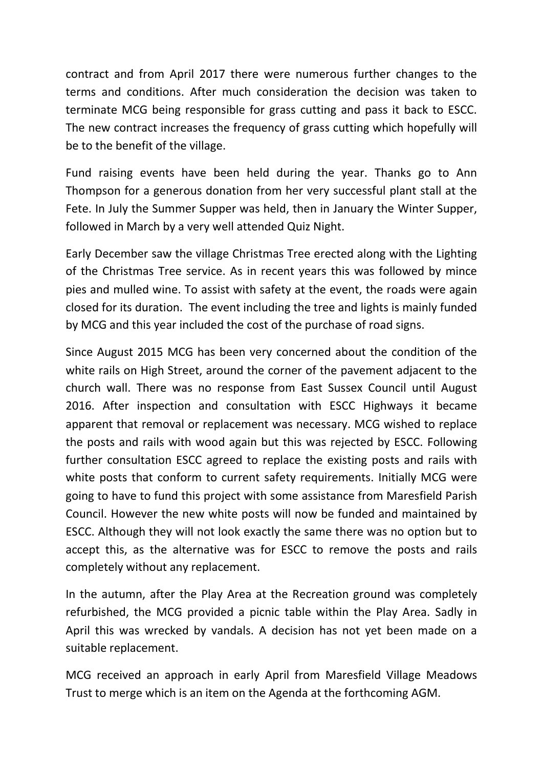contract and from April 2017 there were numerous further changes to the terms and conditions. After much consideration the decision was taken to terminate MCG being responsible for grass cutting and pass it back to ESCC. The new contract increases the frequency of grass cutting which hopefully will be to the benefit of the village.

Fund raising events have been held during the year. Thanks go to Ann Thompson for a generous donation from her very successful plant stall at the Fete. In July the Summer Supper was held, then in January the Winter Supper, followed in March by a very well attended Quiz Night.

Early December saw the village Christmas Tree erected along with the Lighting of the Christmas Tree service. As in recent years this was followed by mince pies and mulled wine. To assist with safety at the event, the roads were again closed for its duration. The event including the tree and lights is mainly funded by MCG and this year included the cost of the purchase of road signs.

Since August 2015 MCG has been very concerned about the condition of the white rails on High Street, around the corner of the pavement adjacent to the church wall. There was no response from East Sussex Council until August 2016. After inspection and consultation with ESCC Highways it became apparent that removal or replacement was necessary. MCG wished to replace the posts and rails with wood again but this was rejected by ESCC. Following further consultation ESCC agreed to replace the existing posts and rails with white posts that conform to current safety requirements. Initially MCG were going to have to fund this project with some assistance from Maresfield Parish Council. However the new white posts will now be funded and maintained by ESCC. Although they will not look exactly the same there was no option but to accept this, as the alternative was for ESCC to remove the posts and rails completely without any replacement.

In the autumn, after the Play Area at the Recreation ground was completely refurbished, the MCG provided a picnic table within the Play Area. Sadly in April this was wrecked by vandals. A decision has not yet been made on a suitable replacement.

MCG received an approach in early April from Maresfield Village Meadows Trust to merge which is an item on the Agenda at the forthcoming AGM.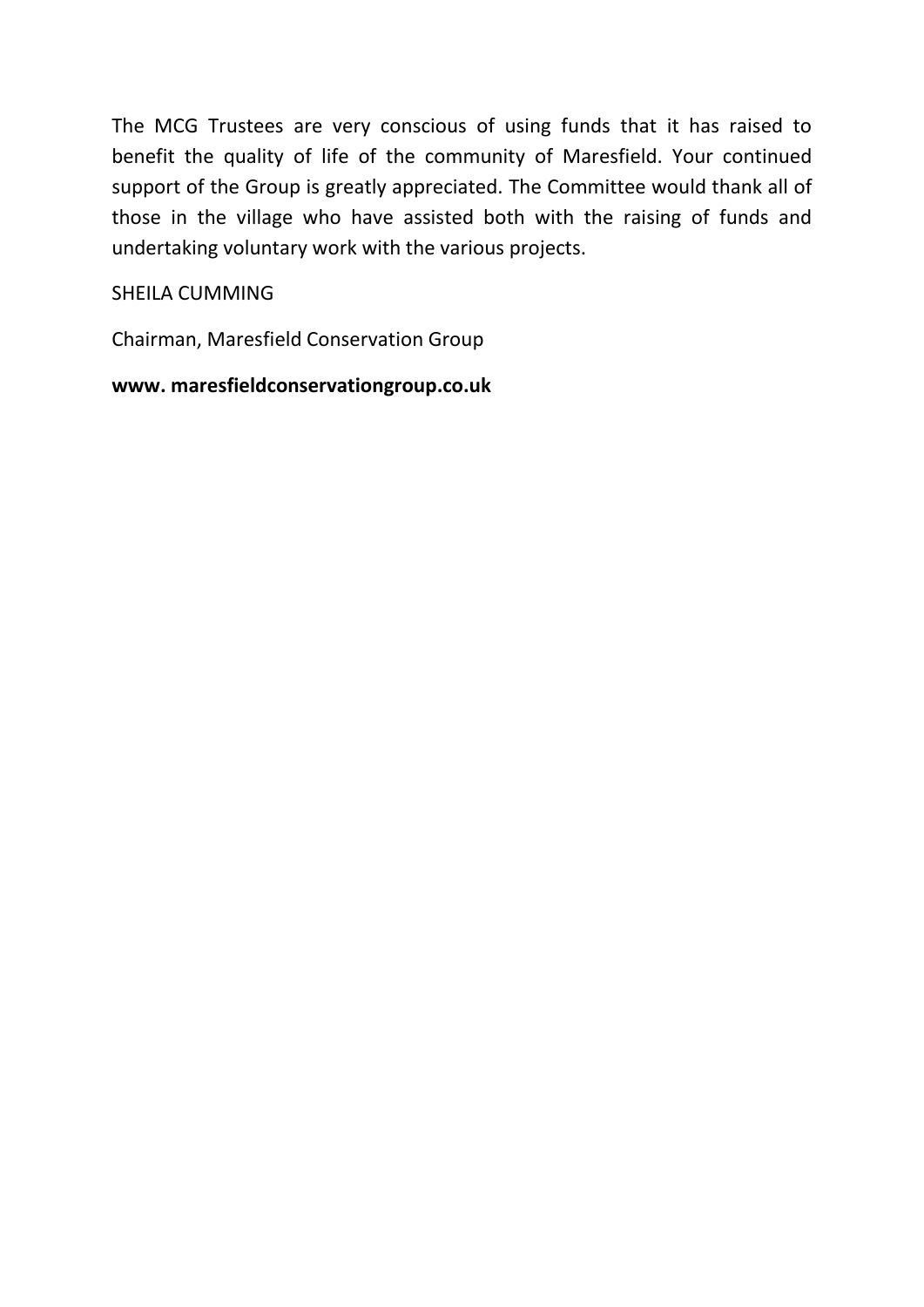The MCG Trustees are very conscious of using funds that it has raised to benefit the quality of life of the community of Maresfield. Your continued support of the Group is greatly appreciated. The Committee would thank all of those in the village who have assisted both with the raising of funds and undertaking voluntary work with the various projects.

SHEILA CUMMING

Chairman, Maresfield Conservation Group

**www. maresfieldconservationgroup.co.uk**